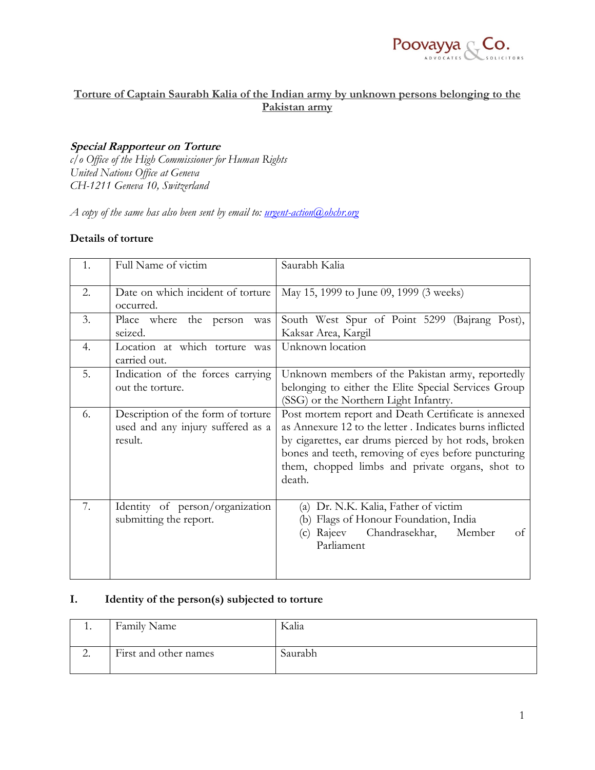Poovayya & Co.
ADVOCATES SOLICITORS

**Torture of Captain Saurabh Kalia of the Indian army by unknown persons belonging to the Pakistan army**

***Special Rapporteur on Torture***
*c/o Office of the High Commissioner for Human Rights*
*United Nations Office at Geneva*
*CH-1211 Geneva 10, Switzerland*

*A copy of the same has also been sent by email to: urgent-action@ohchr.org*

**Details of torture**

| 1. | Full Name of victim | Saurabh Kalia |
|---|---|---|
| 2. | Date on which incident of torture occurred. | May 15, 1999 to June 09, 1999 (3 weeks) |
| 3. | Place where the person was seized. | South West Spur of Point 5299 (Bajrang Post), Kaksar Area, Kargil |
| 4. | Location at which torture was carried out. | Unknown location |
| 5. | Indication of the forces carrying out the torture. | Unknown members of the Pakistan army, reportedly belonging to either the Elite Special Services Group (SSG) or the Northern Light Infantry. |
| 6. | Description of the form of torture used and any injury suffered as a result. | Post mortem report and Death Certificate is annexed as Annexure 12 to the letter . Indicates burns inflicted by cigarettes, ear drums pierced by hot rods, broken bones and teeth, removing of eyes before puncturing them, chopped limbs and private organs, shot to death. |
| 7. | Identity of person/organization submitting the report. | (a) Dr. N.K. Kalia, Father of victim<br>(b) Flags of Honour Foundation, India<br>(c) Rajeev Chandrasekhar, Member of Parliament |

## I. Identity of the person(s) subjected to torture

| 1. | Family Name | Kalia |
|---|---|---|
| 2. | First and other names | Saurabh |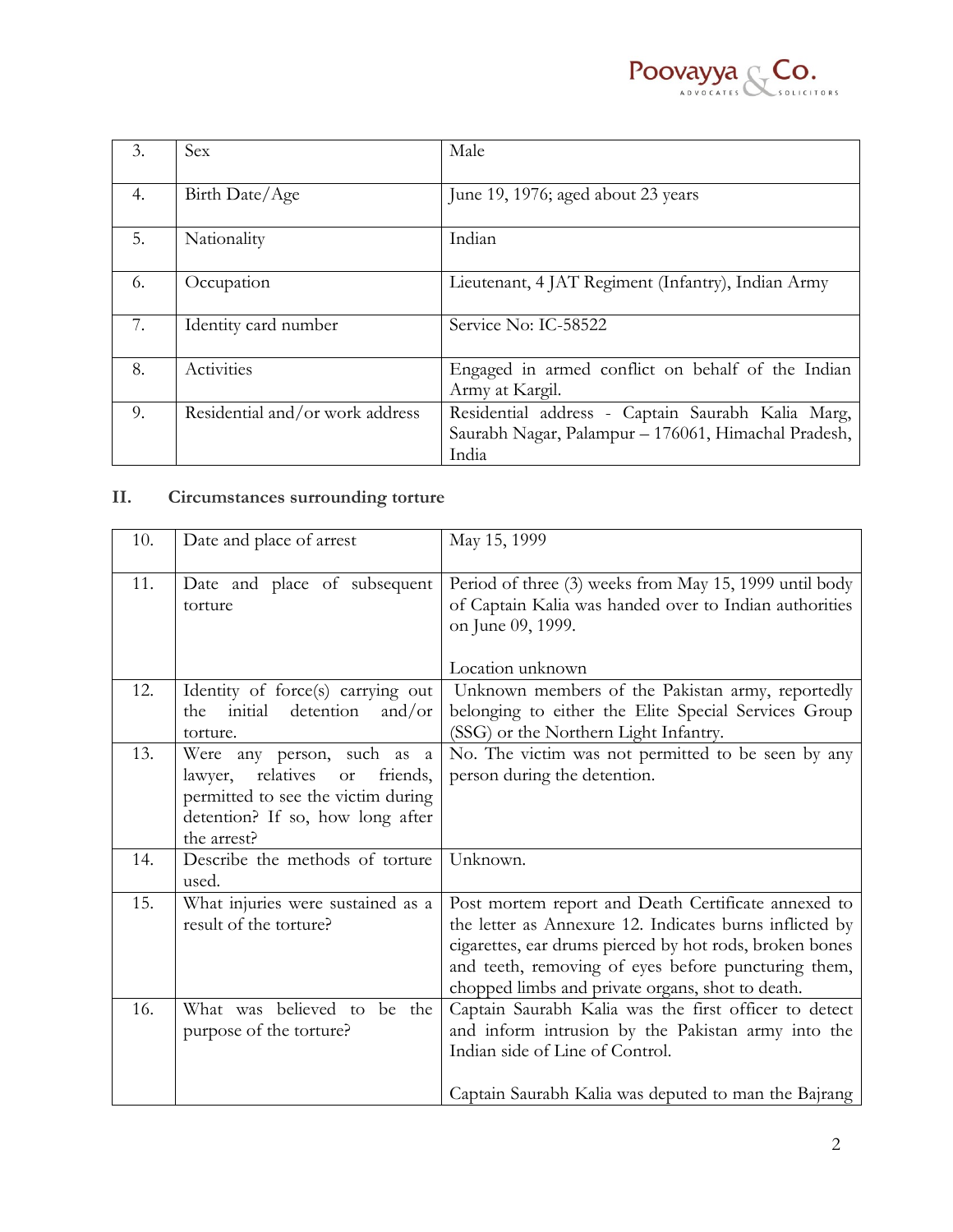| 3. | Sex | Male |
|---|---|---|
| 4. | Birth Date/Age | June 19, 1976; aged about 23 years |
| 5. | Nationality | Indian |
| 6. | Occupation | Lieutenant, 4 JAT Regiment (Infantry), Indian Army |
| 7. | Identity card number | Service No: IC-58522 |
| 8. | Activities | Engaged in armed conflict on behalf of the Indian Army at Kargil. |
| 9. | Residential and/or work address | Residential address - Captain Saurabh Kalia Marg, Saurabh Nagar, Palampur – 176061, Himachal Pradesh, India |

## II. Circumstances surrounding torture

| 10. | Date and place of arrest | May 15, 1999 |
|---|---|---|
| 11. | Date and place of subsequent torture | Period of three (3) weeks from May 15, 1999 until body of Captain Kalia was handed over to Indian authorities on June 09, 1999.<br><br>Location unknown |
| 12. | Identity of force(s) carrying out the initial detention and/or torture. | Unknown members of the Pakistan army, reportedly belonging to either the Elite Special Services Group (SSG) or the Northern Light Infantry. |
| 13. | Were any person, such as a lawyer, relatives or friends, permitted to see the victim during detention? If so, how long after the arrest? | No. The victim was not permitted to be seen by any person during the detention. |
| 14. | Describe the methods of torture used. | Unknown. |
| 15. | What injuries were sustained as a result of the torture? | Post mortem report and Death Certificate annexed to the letter as Annexure 12. Indicates burns inflicted by cigarettes, ear drums pierced by hot rods, broken bones and teeth, removing of eyes before puncturing them, chopped limbs and private organs, shot to death. |
| 16. | What was believed to be the purpose of the torture? | Captain Saurabh Kalia was the first officer to detect and inform intrusion by the Pakistan army into the Indian side of Line of Control.<br><br>Captain Saurabh Kalia was deputed to man the Bajrang |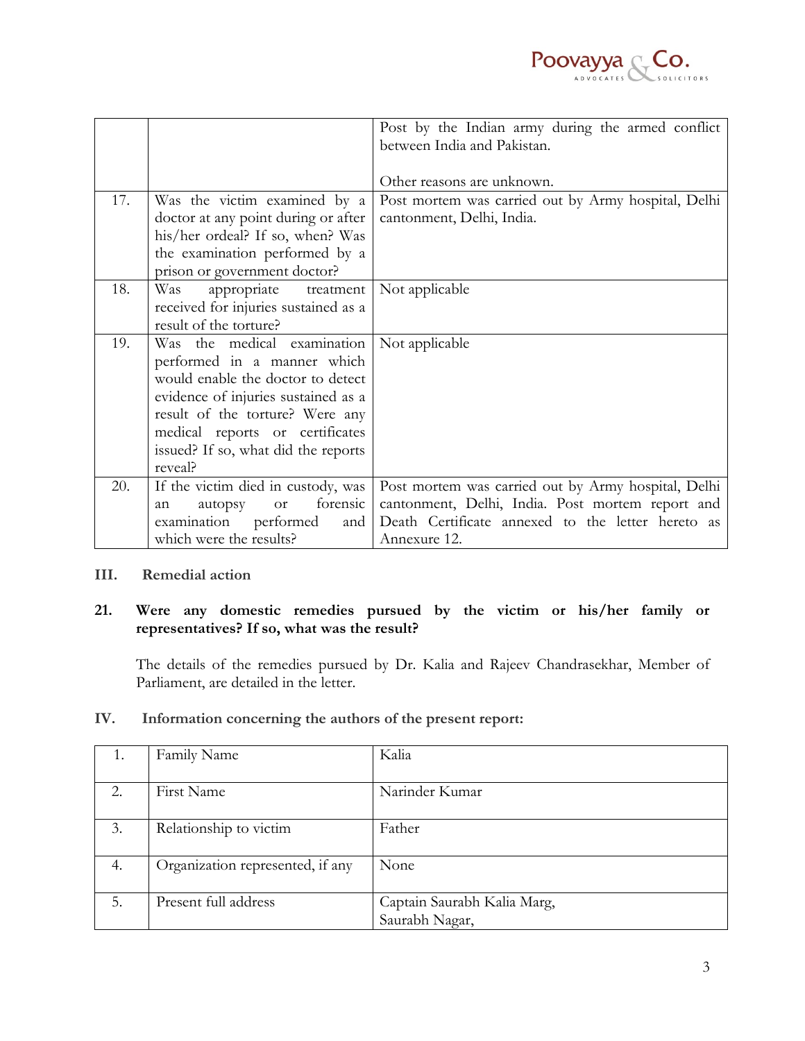| | | |
|---|---|---|
| | | Post by the Indian army during the armed conflict between India and Pakistan.<br><br>Other reasons are unknown. |
| 17. | Was the victim examined by a doctor at any point during or after his/her ordeal? If so, when? Was the examination performed by a prison or government doctor? | Post mortem was carried out by Army hospital, Delhi cantonment, Delhi, India. |
| 18. | Was appropriate treatment received for injuries sustained as a result of the torture? | Not applicable |
| 19. | Was the medical examination performed in a manner which would enable the doctor to detect evidence of injuries sustained as a result of the torture? Were any medical reports or certificates issued? If so, what did the reports reveal? | Not applicable |
| 20. | If the victim died in custody, was an autopsy or forensic examination performed and which were the results? | Post mortem was carried out by Army hospital, Delhi cantonment, Delhi, India. Post mortem report and Death Certificate annexed to the letter hereto as Annexure 12. |

## III. Remedial action

**21. Were any domestic remedies pursued by the victim or his/her family or representatives? If so, what was the result?**

The details of the remedies pursued by Dr. Kalia and Rajeev Chandrasekhar, Member of Parliament, are detailed in the letter.

## IV. Information concerning the authors of the present report:

| | | |
|---|---|---|
| 1. | Family Name | Kalia |
| 2. | First Name | Narinder Kumar |
| 3. | Relationship to victim | Father |
| 4. | Organization represented, if any | None |
| 5. | Present full address | Captain Saurabh Kalia Marg,<br>Saurabh Nagar, |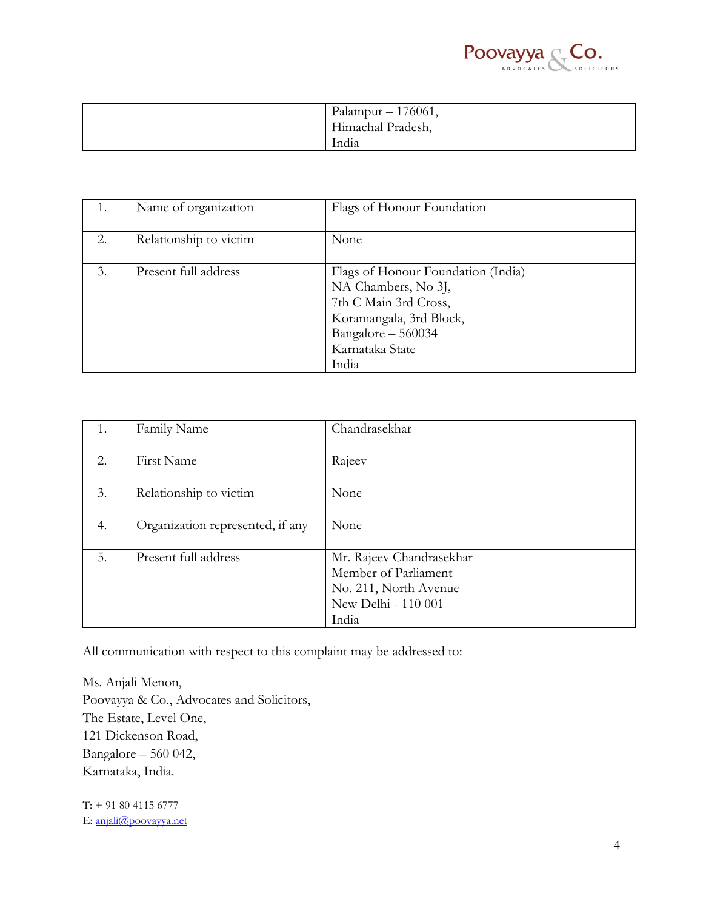| | | |
|---|---|---|
| | | Palampur – 176061,<br>Himachal Pradesh,<br>India |

| | | |
|---|---|---|
| 1. | Name of organization | Flags of Honour Foundation |
| 2. | Relationship to victim | None |
| 3. | Present full address | Flags of Honour Foundation (India)<br>NA Chambers, No 3J,<br>7th C Main 3rd Cross,<br>Koramangala, 3rd Block,<br>Bangalore – 560034<br>Karnataka State<br>India |

| | | |
|---|---|---|
| 1. | Family Name | Chandrasekhar |
| 2. | First Name | Rajeev |
| 3. | Relationship to victim | None |
| 4. | Organization represented, if any | None |
| 5. | Present full address | Mr. Rajeev Chandrasekhar<br>Member of Parliament<br>No. 211, North Avenue<br>New Delhi - 110 001<br>India |

All communication with respect to this complaint may be addressed to:

Ms. Anjali Menon,
Poovayya & Co., Advocates and Solicitors,
The Estate, Level One,
121 Dickenson Road,
Bangalore – 560 042,
Karnataka, India.

T: + 91 80 4115 6777
E: anjali@poovayya.net